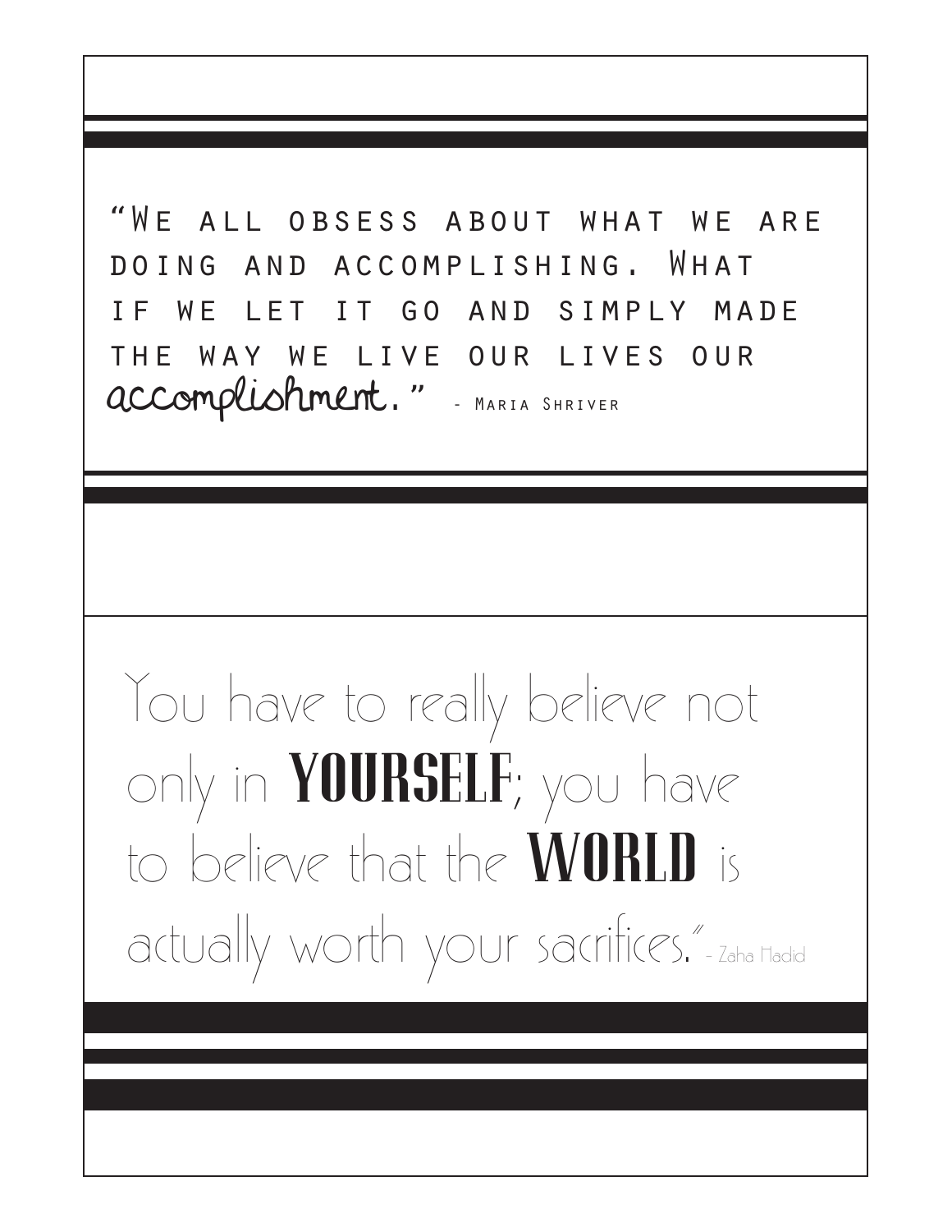"We all obsess about what we are doing and accomplishing. What if we let it go and simply made the way we live our lives our accomplishment." - Maria Shriver

You have to really believe not only in **YOURSELF**; you have to believe that the **WORLD** is actually worth your sacrifices." - Zaha Hadid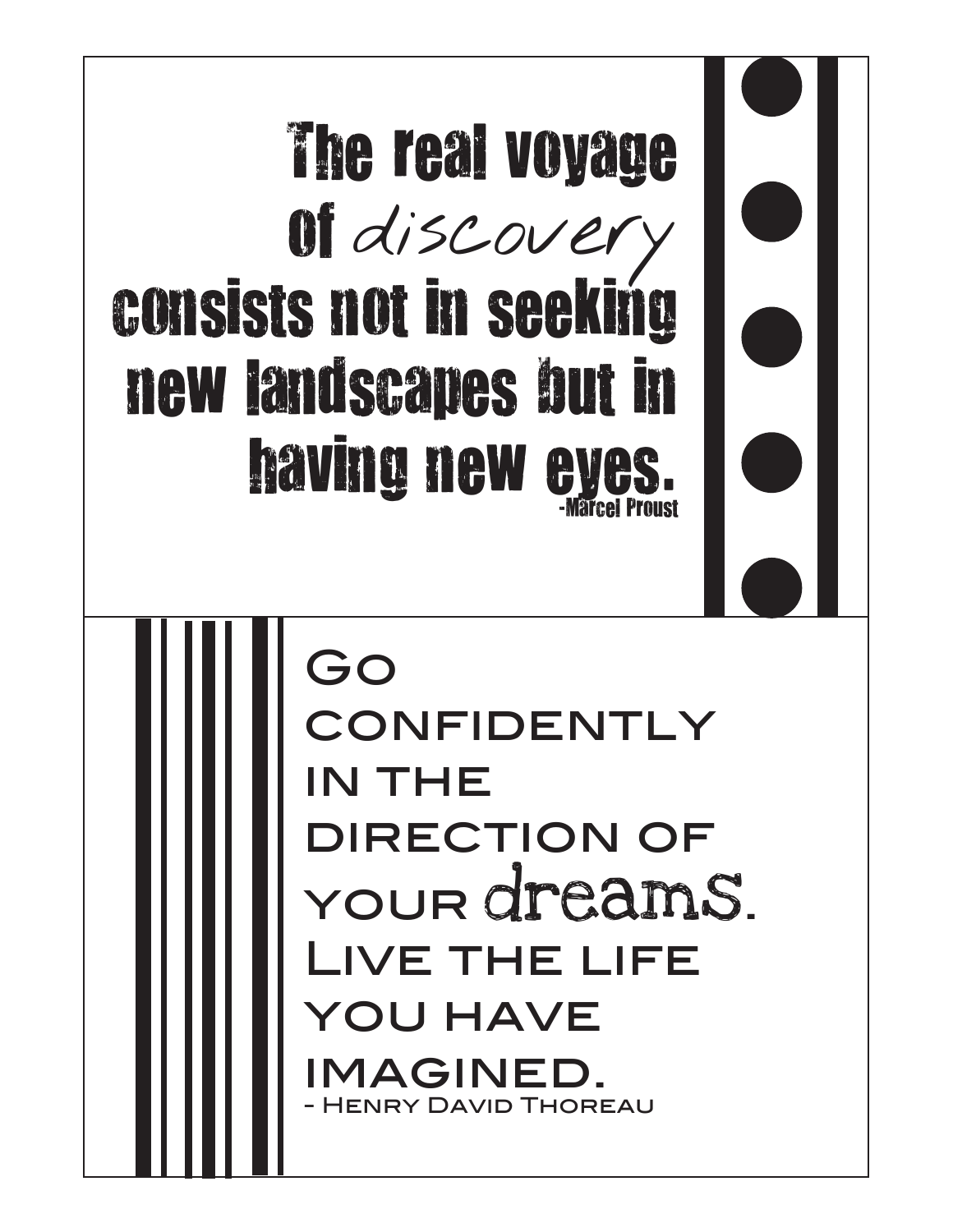The real voyage
of *discovery*
consists not in seeking
new landscapes but in
having new eyes.
-Marcel Proust

Go
confidently
in the
direction of
your *dreams*.
Live the life
you have
imagined.
- Henry David Thoreau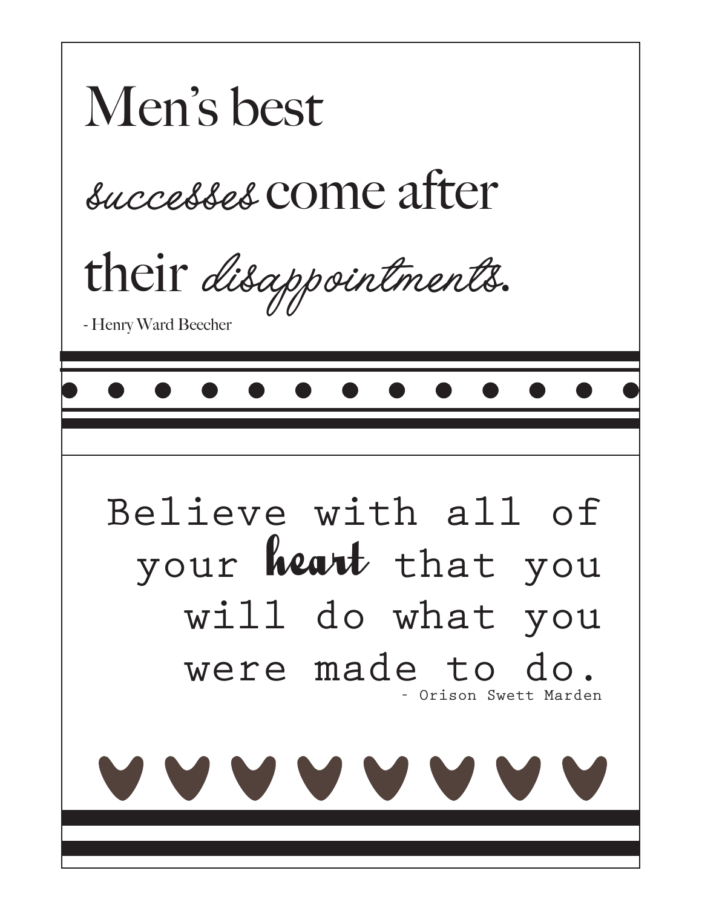Men's best *successes* come after their *disappointments.*

- Henry Ward Beecher

Believe with all of your **heart** that you will do what you were made to do.

- Orison Swett Marden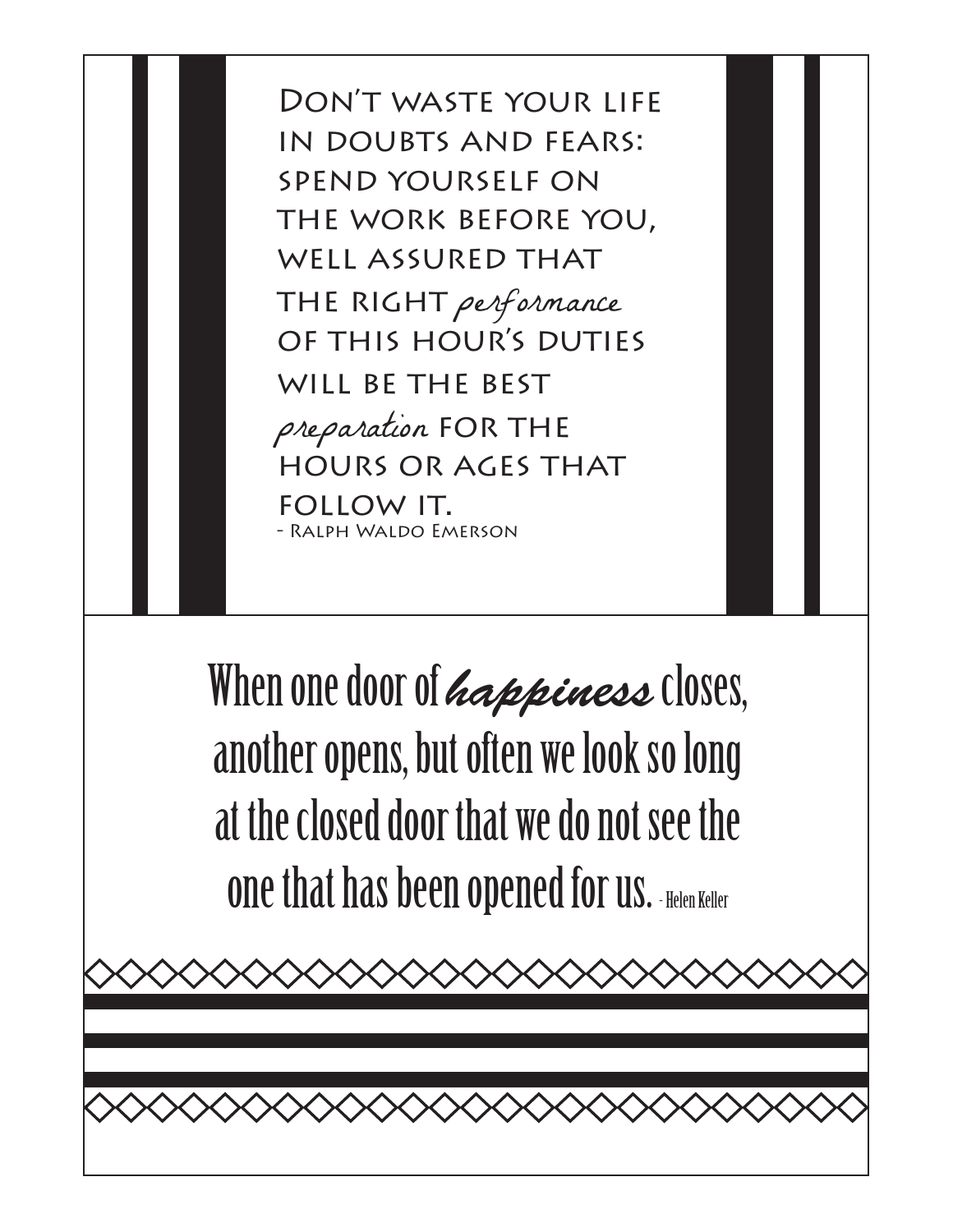Don't waste your life
in doubts and fears:
spend yourself on
the work before you,
well assured that
the right *performance*
of this hour's duties
will be the best
*preparation* for the
hours or ages that
follow it.
- Ralph Waldo Emerson

When one door of ***happiness*** closes,
another opens, but often we look so long
at the closed door that we do not see the
one that has been opened for us. - Helen Keller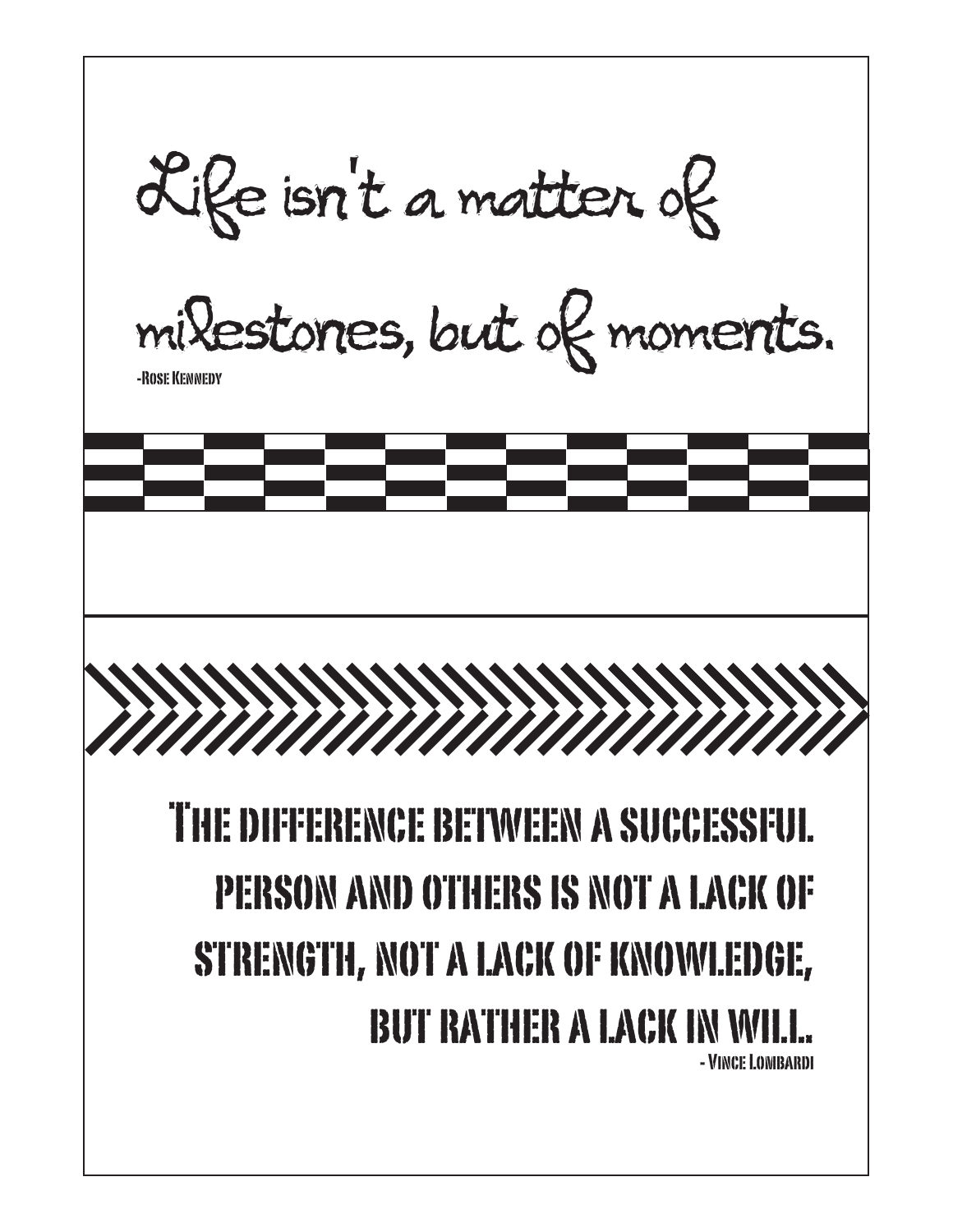Life isn't a matter of milestones, but of moments.

-Rose Kennedy

The difference between a successful person and others is not a lack of strength, not a lack of knowledge, but rather a lack in will.

- Vince Lombardi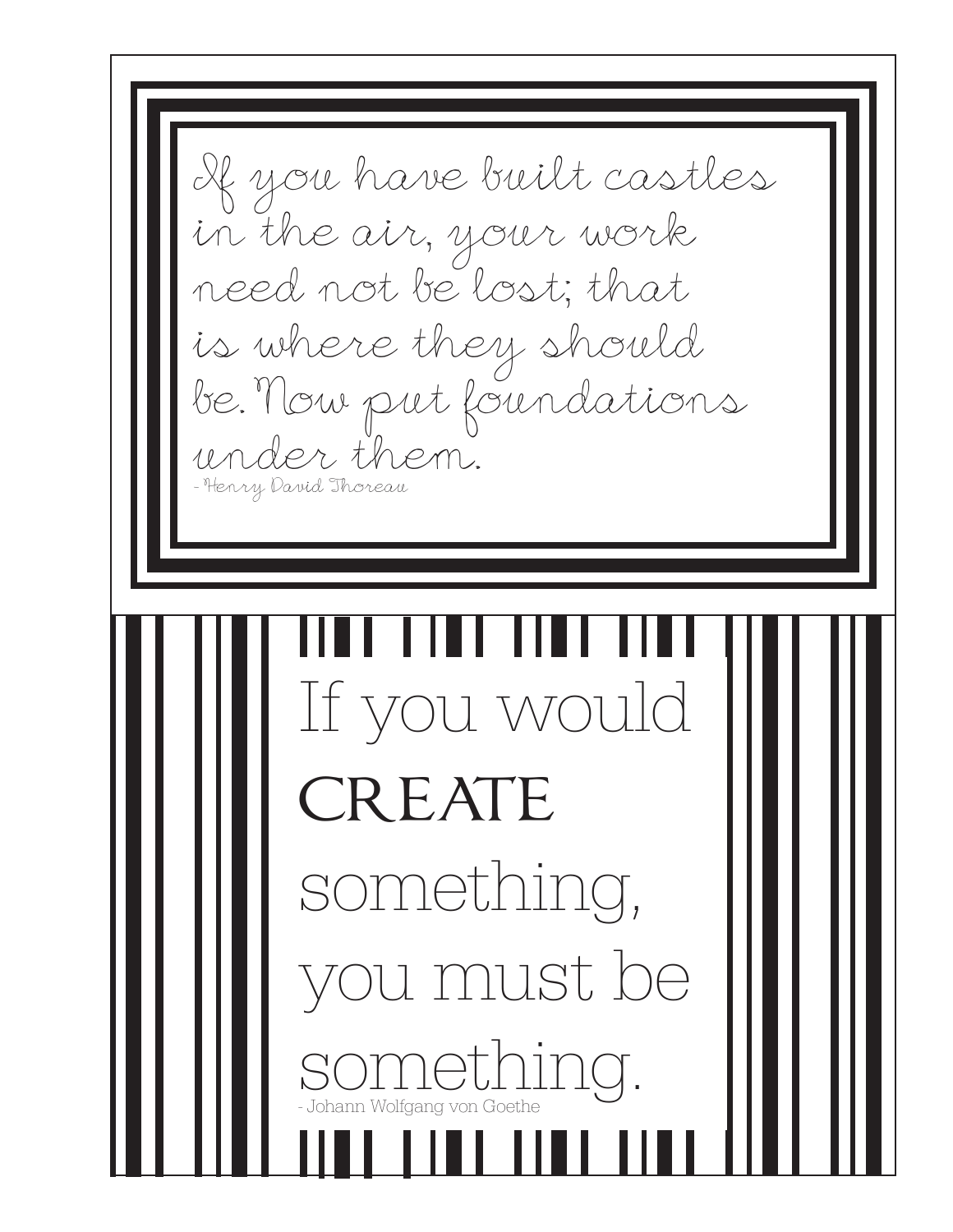If you have built castles in the air, your work need not be lost; that is where they should be. Now put foundations under them.

- Henry David Thoreau

If you would

CREATE

something, you must be something.

- Johann Wolfgang von Goethe